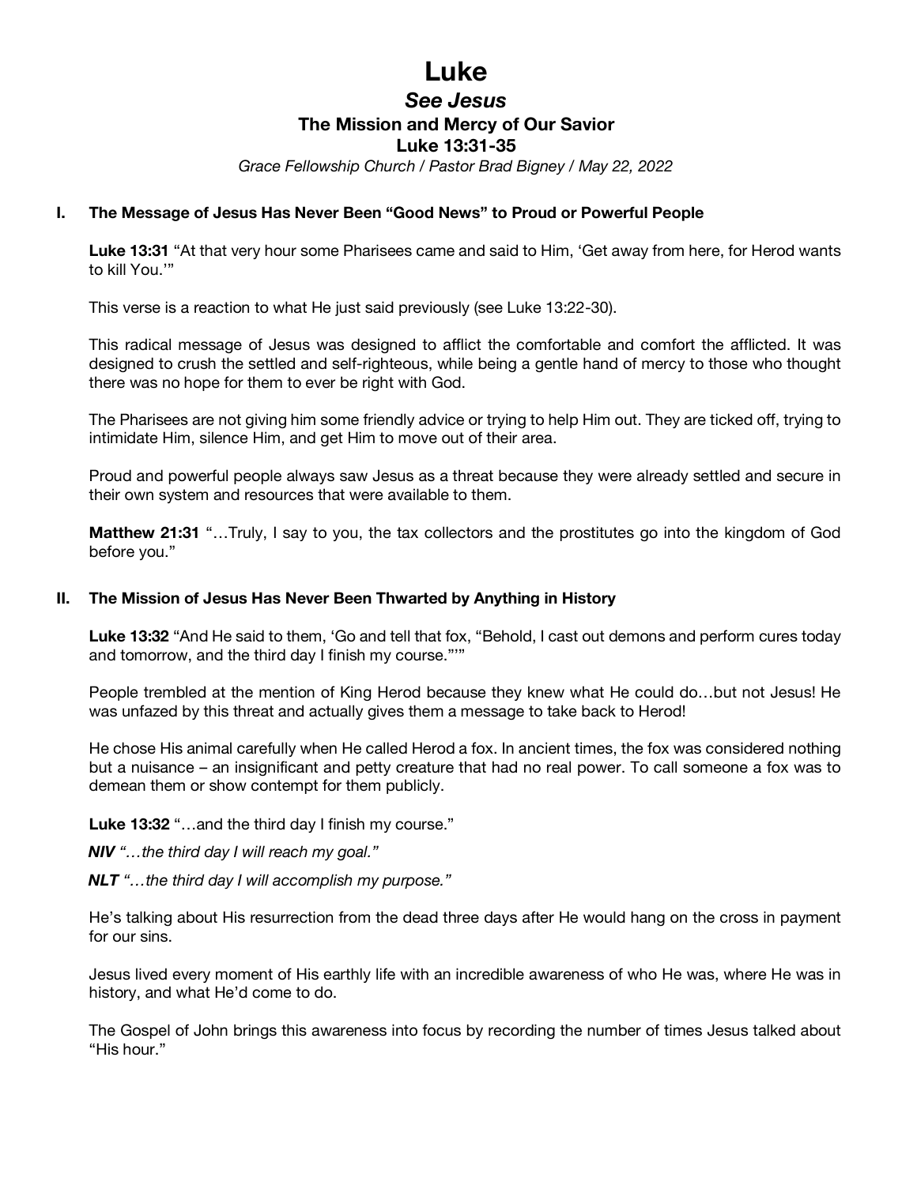# Luke

## *See Jesus*

### The Mission and Mercy of Our Savior

### Luke 13:31-35

*Grace Fellowship Church / Pastor Brad Bigney / May 22, 2022*

## I. The Message of Jesus Has Never Been "Good News" to Proud or Powerful People

**Luke 13:31** "At that very hour some Pharisees came and said to Him, 'Get away from here, for Herod wants to kill You.'"

This verse is a reaction to what He just said previously (see Luke 13:22-30).

This radical message of Jesus was designed to afflict the comfortable and comfort the afflicted. It was designed to crush the settled and self-righteous, while being a gentle hand of mercy to those who thought there was no hope for them to ever be right with God.

The Pharisees are not giving him some friendly advice or trying to help Him out. They are ticked off, trying to intimidate Him, silence Him, and get Him to move out of their area.

Proud and powerful people always saw Jesus as a threat because they were already settled and secure in their own system and resources that were available to them.

**Matthew 21:31** "…Truly, I say to you, the tax collectors and the prostitutes go into the kingdom of God before you."

## II. The Mission of Jesus Has Never Been Thwarted by Anything in History

**Luke 13:32** "And He said to them, 'Go and tell that fox, "Behold, I cast out demons and perform cures today and tomorrow, and the third day I finish my course."'"

People trembled at the mention of King Herod because they knew what He could do…but not Jesus! He was unfazed by this threat and actually gives them a message to take back to Herod!

He chose His animal carefully when He called Herod a fox. In ancient times, the fox was considered nothing but a nuisance – an insignificant and petty creature that had no real power. To call someone a fox was to demean them or show contempt for them publicly.

**Luke 13:32** "…and the third day I finish my course."

***NIV*** *"…the third day I will reach my goal."*

***NLT*** *"…the third day I will accomplish my purpose."*

He's talking about His resurrection from the dead three days after He would hang on the cross in payment for our sins.

Jesus lived every moment of His earthly life with an incredible awareness of who He was, where He was in history, and what He'd come to do.

The Gospel of John brings this awareness into focus by recording the number of times Jesus talked about "His hour."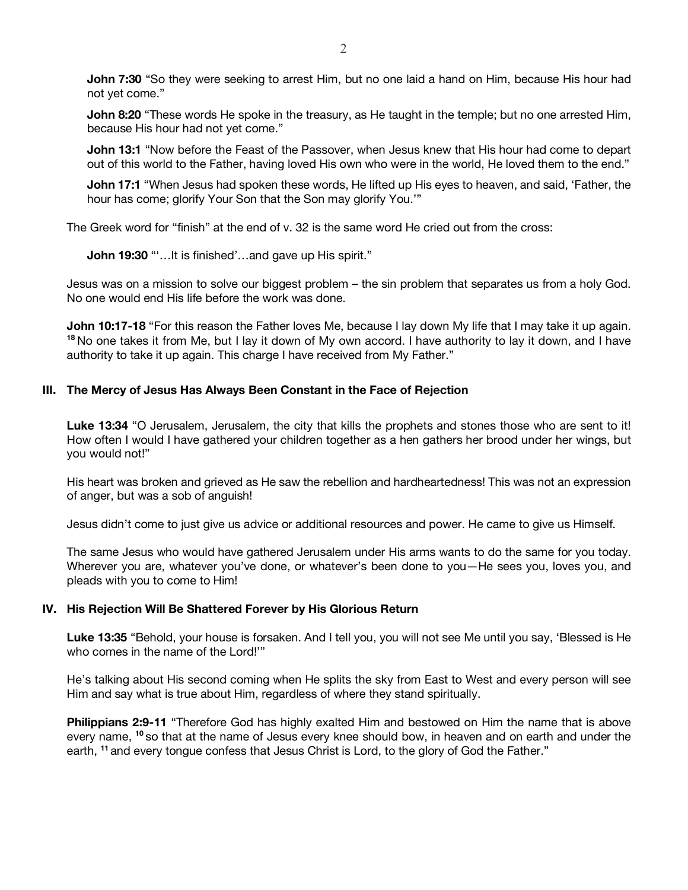**John 7:30** "So they were seeking to arrest Him, but no one laid a hand on Him, because His hour had not yet come."

**John 8:20** "These words He spoke in the treasury, as He taught in the temple; but no one arrested Him, because His hour had not yet come."

**John 13:1** "Now before the Feast of the Passover, when Jesus knew that His hour had come to depart out of this world to the Father, having loved His own who were in the world, He loved them to the end."

**John 17:1** "When Jesus had spoken these words, He lifted up His eyes to heaven, and said, 'Father, the hour has come; glorify Your Son that the Son may glorify You.'"

The Greek word for "finish" at the end of v. 32 is the same word He cried out from the cross:

**John 19:30** "'…It is finished'…and gave up His spirit."

Jesus was on a mission to solve our biggest problem – the sin problem that separates us from a holy God. No one would end His life before the work was done.

**John 10:17-18** "For this reason the Father loves Me, because I lay down My life that I may take it up again. **18** No one takes it from Me, but I lay it down of My own accord. I have authority to lay it down, and I have authority to take it up again. This charge I have received from My Father."

### III. The Mercy of Jesus Has Always Been Constant in the Face of Rejection

**Luke 13:34** "O Jerusalem, Jerusalem, the city that kills the prophets and stones those who are sent to it! How often I would I have gathered your children together as a hen gathers her brood under her wings, but you would not!"

His heart was broken and grieved as He saw the rebellion and hardheartedness! This was not an expression of anger, but was a sob of anguish!

Jesus didn't come to just give us advice or additional resources and power. He came to give us Himself.

The same Jesus who would have gathered Jerusalem under His arms wants to do the same for you today. Wherever you are, whatever you've done, or whatever's been done to you—He sees you, loves you, and pleads with you to come to Him!

### IV. His Rejection Will Be Shattered Forever by His Glorious Return

**Luke 13:35** "Behold, your house is forsaken. And I tell you, you will not see Me until you say, 'Blessed is He who comes in the name of the Lord!'"

He's talking about His second coming when He splits the sky from East to West and every person will see Him and say what is true about Him, regardless of where they stand spiritually.

**Philippians 2:9-11** "Therefore God has highly exalted Him and bestowed on Him the name that is above every name, **10** so that at the name of Jesus every knee should bow, in heaven and on earth and under the earth, **11** and every tongue confess that Jesus Christ is Lord, to the glory of God the Father."